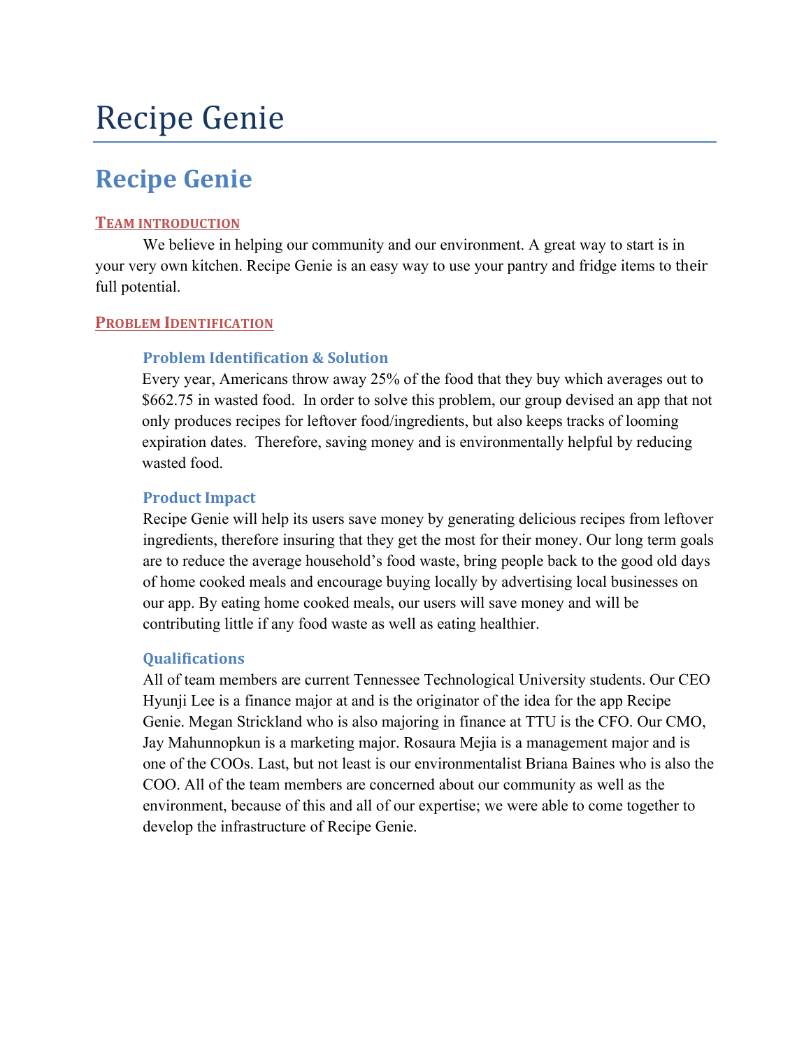# Recipe Genie

## Recipe Genie

### Team introduction

We believe in helping our community and our environment. A great way to start is in your very own kitchen. Recipe Genie is an easy way to use your pantry and fridge items to their full potential.

### Problem Identification

#### Problem Identification & Solution

Every year, Americans throw away 25% of the food that they buy which averages out to $662.75 in wasted food. In order to solve this problem, our group devised an app that not only produces recipes for leftover food/ingredients, but also keeps tracks of looming expiration dates. Therefore, saving money and is environmentally helpful by reducing wasted food.

#### Product Impact

Recipe Genie will help its users save money by generating delicious recipes from leftover ingredients, therefore insuring that they get the most for their money. Our long term goals are to reduce the average household's food waste, bring people back to the good old days of home cooked meals and encourage buying locally by advertising local businesses on our app. By eating home cooked meals, our users will save money and will be contributing little if any food waste as well as eating healthier.

#### Qualifications

All of team members are current Tennessee Technological University students. Our CEO Hyunji Lee is a finance major at and is the originator of the idea for the app Recipe Genie. Megan Strickland who is also majoring in finance at TTU is the CFO. Our CMO, Jay Mahunnopkun is a marketing major. Rosaura Mejia is a management major and is one of the COOs. Last, but not least is our environmentalist Briana Baines who is also the COO. All of the team members are concerned about our community as well as the environment, because of this and all of our expertise; we were able to come together to develop the infrastructure of Recipe Genie.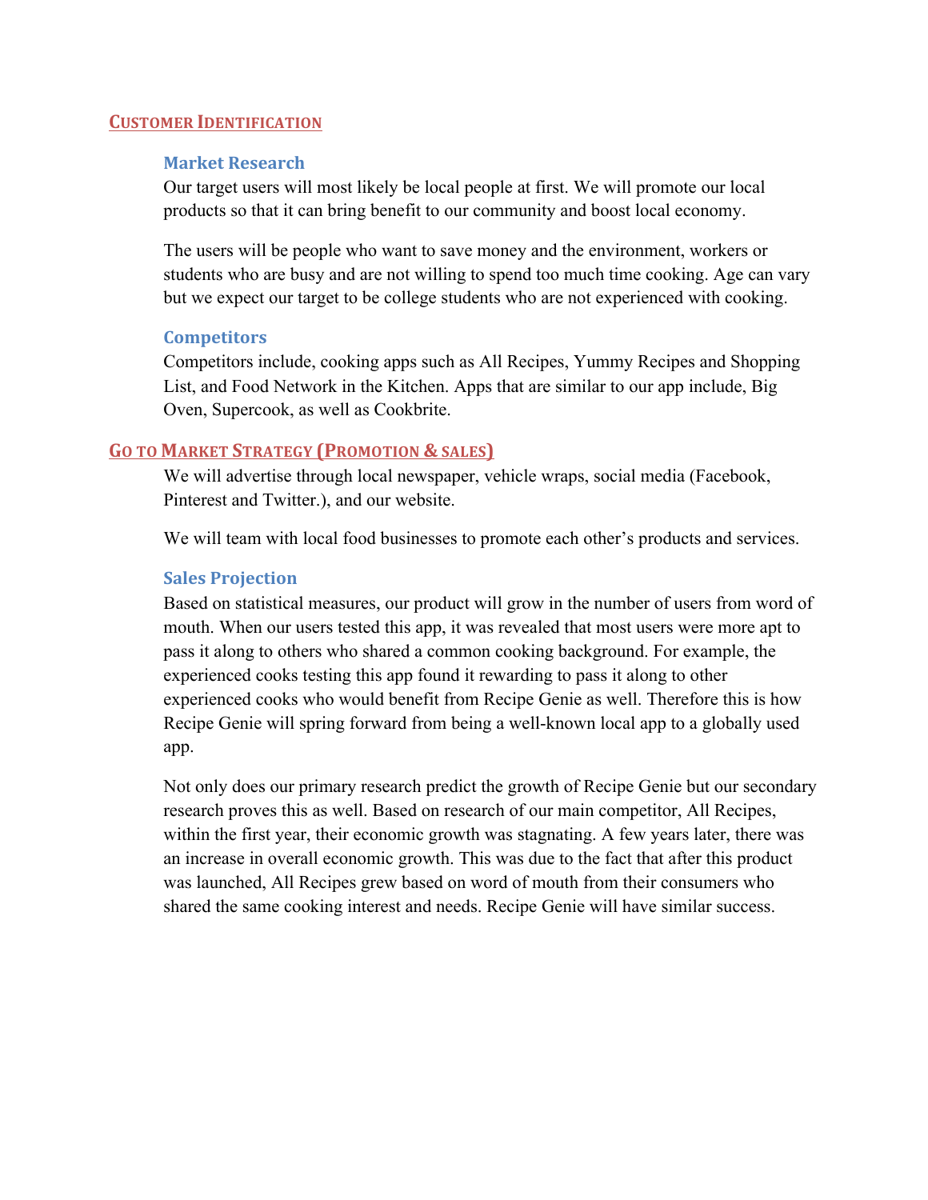## Customer Identification

### Market Research

Our target users will most likely be local people at first. We will promote our local products so that it can bring benefit to our community and boost local economy.

The users will be people who want to save money and the environment, workers or students who are busy and are not willing to spend too much time cooking. Age can vary but we expect our target to be college students who are not experienced with cooking.

### Competitors

Competitors include, cooking apps such as All Recipes, Yummy Recipes and Shopping List, and Food Network in the Kitchen. Apps that are similar to our app include, Big Oven, Supercook, as well as Cookbrite.

## Go to Market Strategy (Promotion & sales)

We will advertise through local newspaper, vehicle wraps, social media (Facebook, Pinterest and Twitter.), and our website.

We will team with local food businesses to promote each other's products and services.

### Sales Projection

Based on statistical measures, our product will grow in the number of users from word of mouth. When our users tested this app, it was revealed that most users were more apt to pass it along to others who shared a common cooking background. For example, the experienced cooks testing this app found it rewarding to pass it along to other experienced cooks who would benefit from Recipe Genie as well. Therefore this is how Recipe Genie will spring forward from being a well-known local app to a globally used app.

Not only does our primary research predict the growth of Recipe Genie but our secondary research proves this as well. Based on research of our main competitor, All Recipes, within the first year, their economic growth was stagnating. A few years later, there was an increase in overall economic growth. This was due to the fact that after this product was launched, All Recipes grew based on word of mouth from their consumers who shared the same cooking interest and needs. Recipe Genie will have similar success.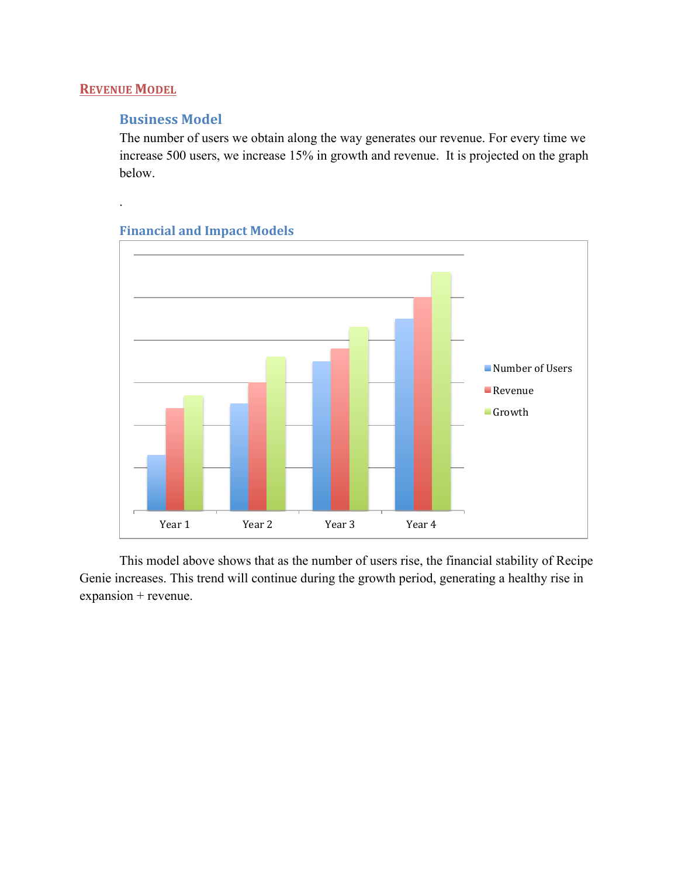## REVENUE MODEL

### Business Model

The number of users we obtain along the way generates our revenue. For every time we increase 500 users, we increase 15% in growth and revenue. It is projected on the graph below.

.

### Financial and Impact Models

This model above shows that as the number of users rise, the financial stability of Recipe Genie increases. This trend will continue during the growth period, generating a healthy rise in expansion + revenue.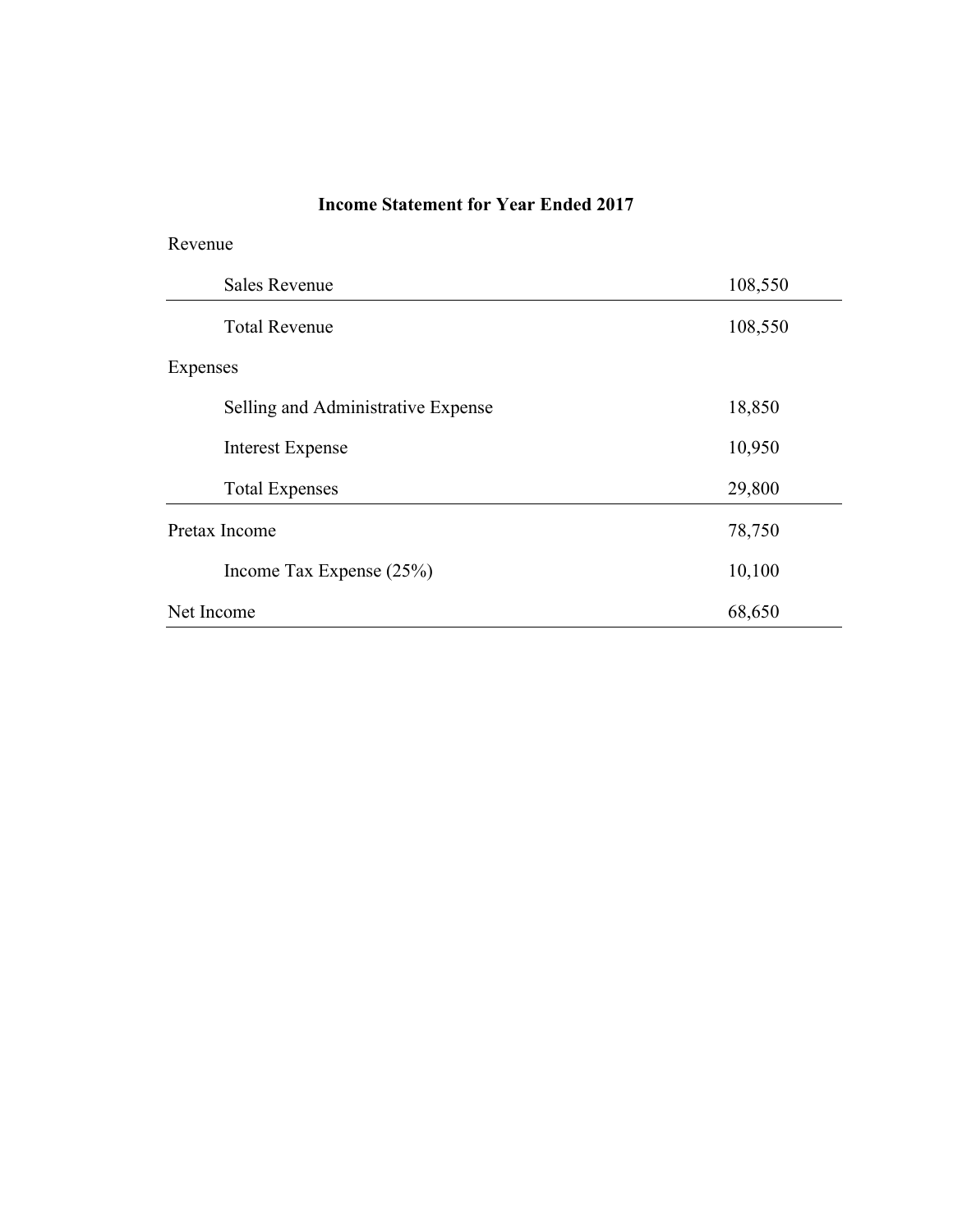**Income Statement for Year Ended 2017**

| | |
|---|---|
| Revenue | |
| Sales Revenue | 108,550 |
| Total Revenue | 108,550 |
| Expenses | |
| Selling and Administrative Expense | 18,850 |
| Interest Expense | 10,950 |
| Total Expenses | 29,800 |
| Pretax Income | 78,750 |
| Income Tax Expense (25%) | 10,100 |
| Net Income | 68,650 |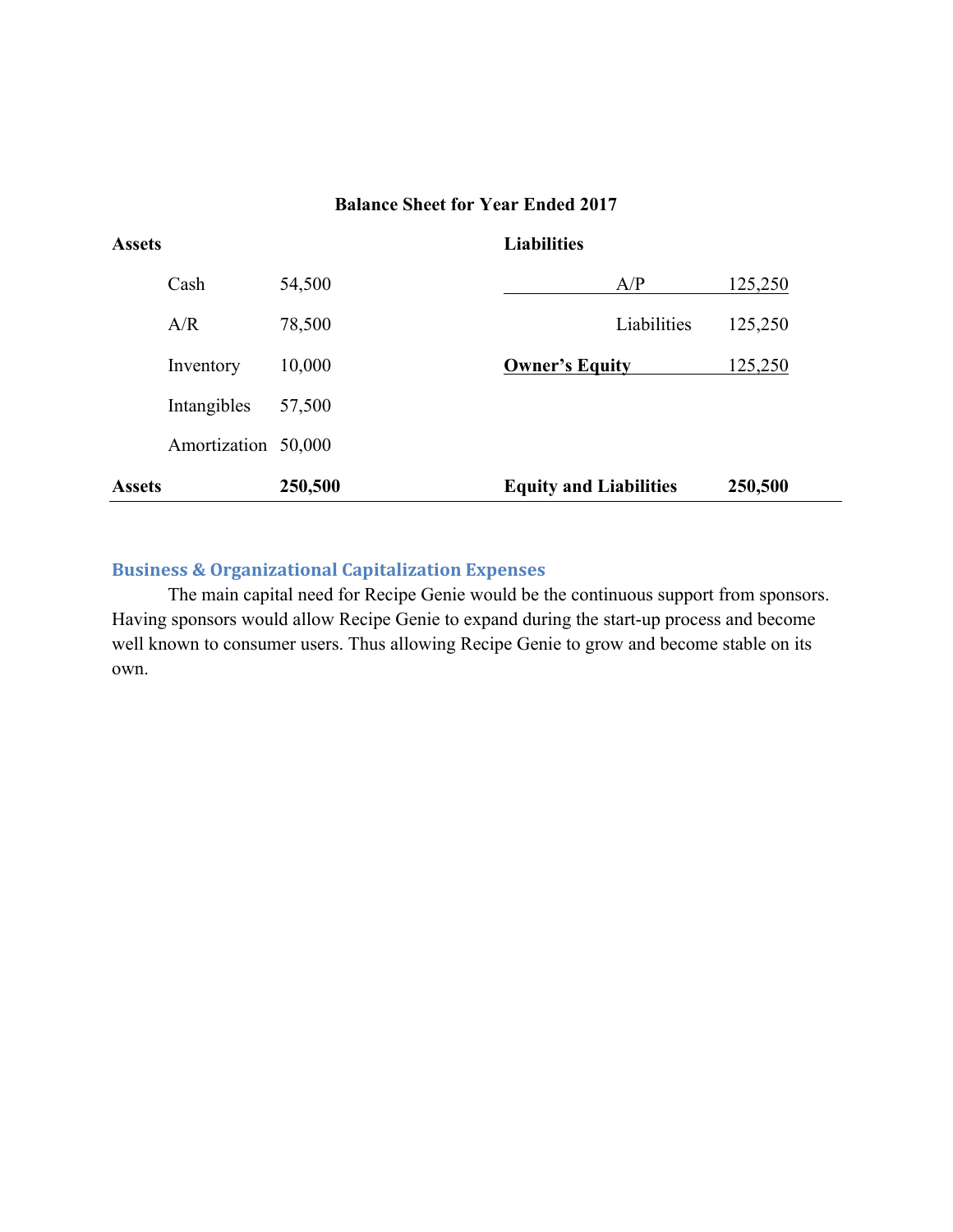**Balance Sheet for Year Ended 2017**

| | | | | |
|---|---|---|---|---|
| **Assets** | | | **Liabilities** | |
| | Cash | 54,500 | A/P | 125,250 |
| | A/R | 78,500 | Liabilities | 125,250 |
| | Inventory | 10,000 | **Owner's Equity** | 125,250 |
| | Intangibles | 57,500 | | |
| | Amortization | 50,000 | | |
| **Assets** | | **250,500** | **Equity and Liabilities** | **250,500** |

## Business & Organizational Capitalization Expenses

The main capital need for Recipe Genie would be the continuous support from sponsors. Having sponsors would allow Recipe Genie to expand during the start-up process and become well known to consumer users. Thus allowing Recipe Genie to grow and become stable on its own.